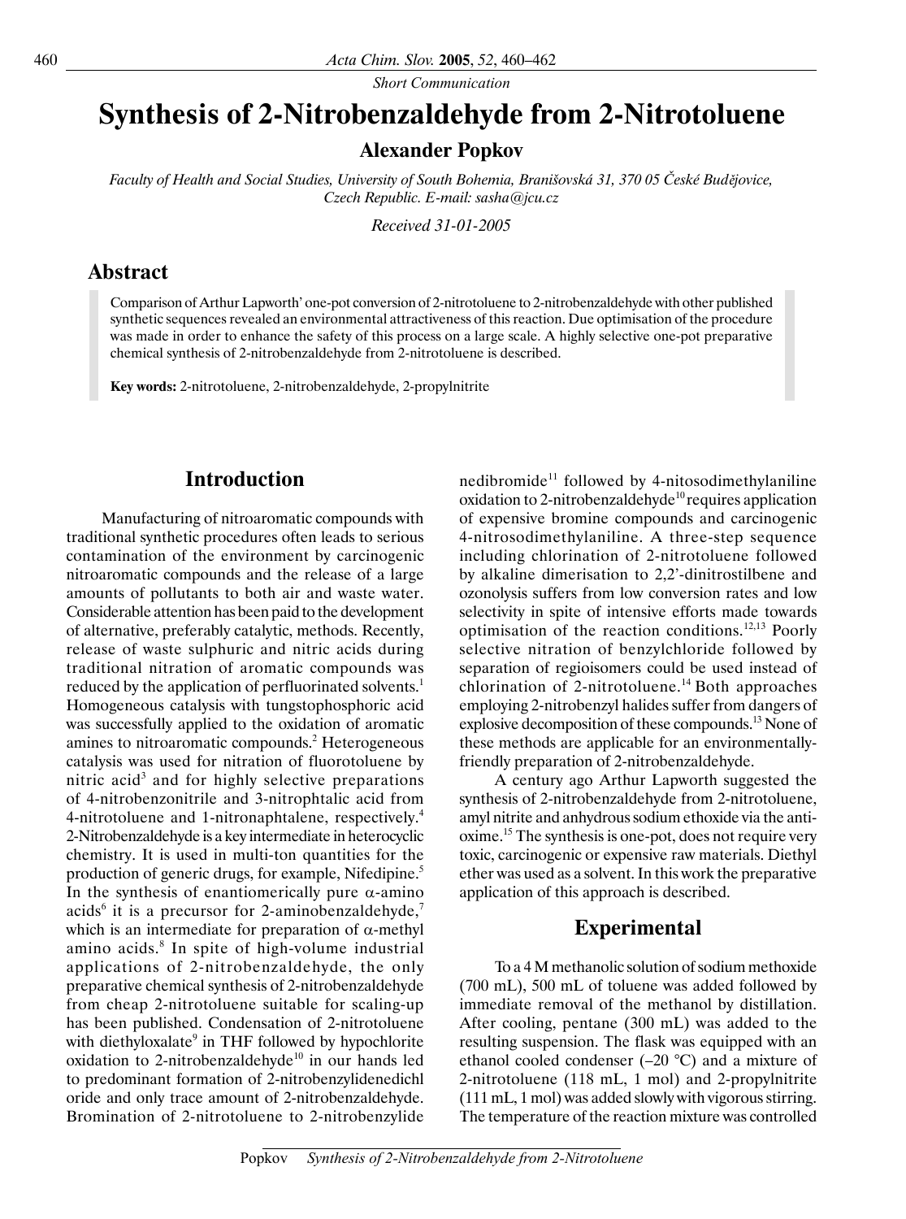*Short Communication*

# Synthesis of 2-Nitrobenzaldehyde from 2-Nitrotoluene

**Alexander Popkov**

*Faculty of Health and Social Studies, University of South Bohemia, Branišovská 31, 370 05 České Budějovice, Czech Republic. E-mail: sasha@jcu.cz*

*Received 31-01-2005*

## Abstract

Comparison of Arthur Lapworth' one-pot conversion of 2-nitrotoluene to 2-nitrobenzaldehyde with other published synthetic sequences revealed an environmental attractiveness of this reaction. Due optimisation of the procedure was made in order to enhance the safety of this process on a large scale. A highly selective one-pot preparative chemical synthesis of 2-nitrobenzaldehyde from 2-nitrotoluene is described.

**Key words:** 2-nitrotoluene, 2-nitrobenzaldehyde, 2-propylnitrite

## Introduction

Manufacturing of nitroaromatic compounds with traditional synthetic procedures often leads to serious contamination of the environment by carcinogenic nitroaromatic compounds and the release of a large amounts of pollutants to both air and waste water. Considerable attention has been paid to the development of alternative, preferably catalytic, methods. Recently, release of waste sulphuric and nitric acids during traditional nitration of aromatic compounds was reduced by the application of perfluorinated solvents.[1] Homogeneous catalysis with tungstophosphoric acid was successfully applied to the oxidation of aromatic amines to nitroaromatic compounds.[2] Heterogeneous catalysis was used for nitration of fluorotoluene by nitric acid[3] and for highly selective preparations of 4-nitrobenzonitrile and 3-nitrophtalic acid from 4-nitrotoluene and 1-nitronaphtalene, respectively.[4] 2-Nitrobenzaldehyde is a key intermediate in heterocyclic chemistry. It is used in multi-ton quantities for the production of generic drugs, for example, Nifedipine.[5] In the synthesis of enantiomerically pure $\alpha$-amino acids[6] it is a precursor for 2-aminobenzaldehyde,[7] which is an intermediate for preparation of $\alpha$-methyl amino acids.[8] In spite of high-volume industrial applications of 2-nitrobenzaldehyde, the only preparative chemical synthesis of 2-nitrobenzaldehyde from cheap 2-nitrotoluene suitable for scaling-up has been published. Condensation of 2-nitrotoluene with diethyloxalate[9] in THF followed by hypochlorite oxidation to 2-nitrobenzaldehyde[10] in our hands led to predominant formation of 2-nitrobenzylidenedichloride and only trace amount of 2-nitrobenzaldehyde. Bromination of 2-nitrotoluene to 2-nitrobenzylidenedibromide[11] followed by 4-nitosodimethylaniline oxidation to 2-nitrobenzaldehyde[10] requires application of expensive bromine compounds and carcinogenic 4-nitrosodimethylaniline. A three-step sequence including chlorination of 2-nitrotoluene followed by alkaline dimerisation to 2,2'-dinitrostilbene and ozonolysis suffers from low conversion rates and low selectivity in spite of intensive efforts made towards optimisation of the reaction conditions.[12,13] Poorly selective nitration of benzylchloride followed by separation of regioisomers could be used instead of chlorination of 2-nitrotoluene.[14] Both approaches employing 2-nitrobenzyl halides suffer from dangers of explosive decomposition of these compounds.[13] None of these methods are applicable for an environmentally-friendly preparation of 2-nitrobenzaldehyde.

A century ago Arthur Lapworth suggested the synthesis of 2-nitrobenzaldehyde from 2-nitrotoluene, amyl nitrite and anhydrous sodium ethoxide via the anti-oxime.[15] The synthesis is one-pot, does not require very toxic, carcinogenic or expensive raw materials. Diethyl ether was used as a solvent. In this work the preparative application of this approach is described.

## Experimental

To a 4 M methanolic solution of sodium methoxide (700 mL), 500 mL of toluene was added followed by immediate removal of the methanol by distillation. After cooling, pentane (300 mL) was added to the resulting suspension. The flask was equipped with an ethanol cooled condenser (–20 °C) and a mixture of 2-nitrotoluene (118 mL, 1 mol) and 2-propylnitrite (111 mL, 1 mol) was added slowly with vigorous stirring. The temperature of the reaction mixture was controlled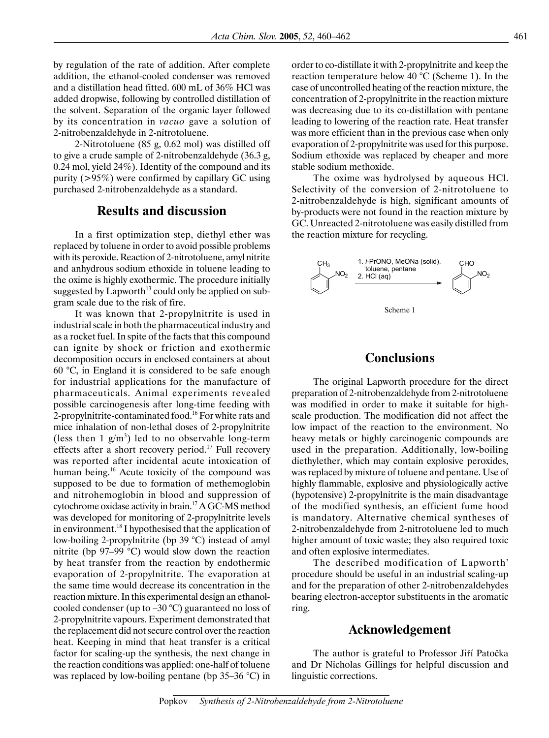by regulation of the rate of addition. After complete addition, the ethanol-cooled condenser was removed and a distillation head fitted. 600 mL of 36% HCl was added dropwise, following by controlled distillation of the solvent. Separation of the organic layer followed by its concentration in *vacuo* gave a solution of 2-nitrobenzaldehyde in 2-nitrotoluene.

2-Nitrotoluene (85 g, 0.62 mol) was distilled off to give a crude sample of 2-nitrobenzaldehyde (36.3 g, 0.24 mol, yield 24%). Identity of the compound and its purity (>95%) were confirmed by capillary GC using purchased 2-nitrobenzaldehyde as a standard.

## Results and discussion

In a first optimization step, diethyl ether was replaced by toluene in order to avoid possible problems with its peroxide. Reaction of 2-nitrotoluene, amyl nitrite and anhydrous sodium ethoxide in toluene leading to the oxime is highly exothermic. The procedure initially suggested by Lapworth[13] could only be applied on sub-gram scale due to the risk of fire.

It was known that 2-propylnitrite is used in industrial scale in both the pharmaceutical industry and as a rocket fuel. In spite of the facts that this compound can ignite by shock or friction and exothermic decomposition occurs in enclosed containers at about 60 °C, in England it is considered to be safe enough for industrial applications for the manufacture of pharmaceuticals. Animal experiments revealed possible carcinogenesis after long-time feeding with 2-propylnitrite-contaminated food.[16] For white rats and mice inhalation of non-lethal doses of 2-propylnitrite (less then 1 $g/m^3$) led to no observable long-term effects after a short recovery period.[17] Full recovery was reported after incidental acute intoxication of human being.[16] Acute toxicity of the compound was supposed to be due to formation of methemoglobin and nitrohemoglobin in blood and suppression of cytochrome oxidase activity in brain.[17] A GC-MS method was developed for monitoring of 2-propylnitrite levels in environment.[18] I hypothesised that the application of low-boiling 2-propylnitrite (bp 39 °C) instead of amyl nitrite (bp 97–99 °C) would slow down the reaction by heat transfer from the reaction by endothermic evaporation of 2-propylnitrite. The evaporation at the same time would decrease its concentration in the reaction mixture. In this experimental design an ethanol-cooled condenser (up to –30 °C) guaranteed no loss of 2-propylnitrite vapours. Experiment demonstrated that the replacement did not secure control over the reaction heat. Keeping in mind that heat transfer is a critical factor for scaling-up the synthesis, the next change in the reaction conditions was applied: one-half of toluene was replaced by low-boiling pentane (bp 35–36 °C) in order to co-distillate it with 2-propylnitrite and keep the reaction temperature below 40 °C (Scheme 1). In the case of uncontrolled heating of the reaction mixture, the concentration of 2-propylnitrite in the reaction mixture was decreasing due to its co-distillation with pentane leading to lowering of the reaction rate. Heat transfer was more efficient than in the previous case when only evaporation of 2-propylnitrite was used for this purpose. Sodium ethoxide was replaced by cheaper and more stable sodium methoxide.

The oxime was hydrolysed by aqueous HCl. Selectivity of the conversion of 2-nitrotoluene to 2-nitrobenzaldehyde is high, significant amounts of by-products were not found in the reaction mixture by GC. Unreacted 2-nitrotoluene was easily distilled from the reaction mixture for recycling.

2-nitrotoluene ($CH_3$, $NO_2$) → 1. *i*-PrONO, MeONa (solid), toluene, pentane; 2. HCl (aq) → 2-nitrobenzaldehyde (CHO, $NO_2$)

Scheme 1

## Conclusions

The original Lapworth procedure for the direct preparation of 2-nitrobenzaldehyde from 2-nitrotoluene was modified in order to make it suitable for high-scale production. The modification did not affect the low impact of the reaction to the environment. No heavy metals or highly carcinogenic compounds are used in the preparation. Additionally, low-boiling diethylether, which may contain explosive peroxides, was replaced by mixture of toluene and pentane. Use of highly flammable, explosive and physiologically active (hypotensive) 2-propylnitrite is the main disadvantage of the modified synthesis, an efficient fume hood is mandatory. Alternative chemical syntheses of 2-nitrobenzaldehyde from 2-nitrotoluene led to much higher amount of toxic waste; they also required toxic and often explosive intermediates.

The described modification of Lapworth' procedure should be useful in an industrial scaling-up and for the preparation of other 2-nitrobenzaldehydes bearing electron-acceptor substituents in the aromatic ring.

## Acknowledgement

The author is grateful to Professor Jiří Patočka and Dr Nicholas Gillings for helpful discussion and linguistic corrections.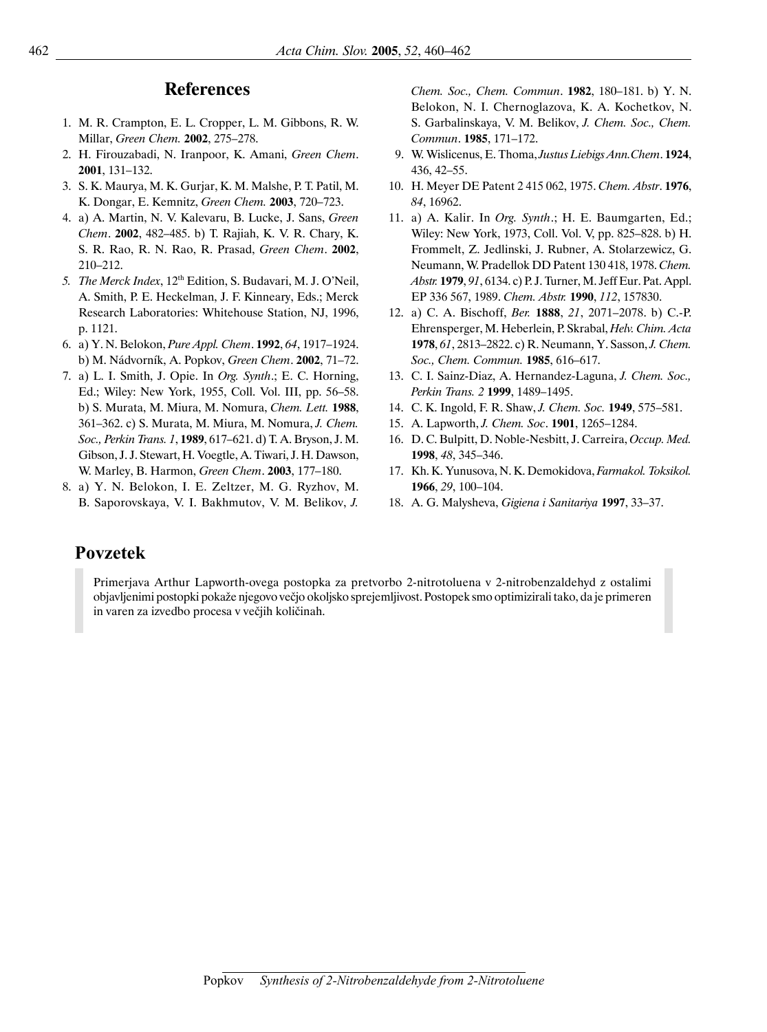## References

1. M. R. Crampton, E. L. Cropper, L. M. Gibbons, R. W. Millar, *Green Chem.* **2002**, 275–278.
2. H. Firouzabadi, N. Iranpoor, K. Amani, *Green Chem*. **2001**, 131–132.
3. S. K. Maurya, M. K. Gurjar, K. M. Malshe, P. T. Patil, M. K. Dongar, E. Kemnitz, *Green Chem.* **2003**, 720–723.
4. a) A. Martin, N. V. Kalevaru, B. Lucke, J. Sans, *Green Chem*. **2002**, 482–485. b) T. Rajiah, K. V. R. Chary, K. S. R. Rao, R. N. Rao, R. Prasad, *Green Chem*. **2002**, 210–212.
5. *The Merck Index*, 12th Edition, S. Budavari, M. J. O'Neil, A. Smith, P. E. Heckelman, J. F. Kinneary, Eds.; Merck Research Laboratories: Whitehouse Station, NJ, 1996, p. 1121.
6. a) Y. N. Belokon, *Pure Appl. Chem*. **1992**, *64*, 1917–1924. b) M. Nádvorník, A. Popkov, *Green Chem*. **2002**, 71–72.
7. a) L. I. Smith, J. Opie. In *Org. Synth*.; E. C. Horning, Ed.; Wiley: New York, 1955, Coll. Vol. III, pp. 56–58. b) S. Murata, M. Miura, M. Nomura, *Chem. Lett.* **1988**, 361–362. c) S. Murata, M. Miura, M. Nomura, *J. Chem. Soc., Perkin Trans. 1*, **1989**, 617–621. d) T. A. Bryson, J. M. Gibson, J. J. Stewart, H. Voegtle, A. Tiwari, J. H. Dawson, W. Marley, B. Harmon, *Green Chem*. **2003**, 177–180.
8. a) Y. N. Belokon, I. E. Zeltzer, M. G. Ryzhov, M. B. Saporovskaya, V. I. Bakhmutov, V. M. Belikov, *J. Chem. Soc., Chem. Commun*. **1982**, 180–181. b) Y. N. Belokon, N. I. Chernoglazova, K. A. Kochetkov, N. S. Garbalinskaya, V. M. Belikov, *J. Chem. Soc., Chem. Commun*. **1985**, 171–172.
9. W. Wislicenus, E. Thoma, *Justus Liebigs Ann.Chem*. **1924**, 436, 42–55.
10. H. Meyer DE Patent 2 415 062, 1975. *Chem. Abstr*. **1976**, *84*, 16962.
11. a) A. Kalir. In *Org. Synth*.; H. E. Baumgarten, Ed.; Wiley: New York, 1973, Coll. Vol. V, pp. 825–828. b) H. Frommelt, Z. Jedlinski, J. Rubner, A. Stolarzewicz, G. Neumann, W. Pradellok DD Patent 130 418, 1978. *Chem. Abstr.* **1979**, *91*, 6134. c) P. J. Turner, M. Jeff Eur. Pat. Appl. EP 336 567, 1989. *Chem. Abstr.* **1990**, *112*, 157830.
12. a) C. A. Bischoff, *Ber.* **1888**, *21*, 2071–2078. b) C.-P. Ehrensperger, M. Heberlein, P. Skrabal, *Helv. Chim. Acta* **1978**, *61*, 2813–2822. c) R. Neumann, Y. Sasson, *J. Chem. Soc., Chem. Commun.* **1985**, 616–617.
13. C. I. Sainz-Diaz, A. Hernandez-Laguna, *J. Chem. Soc., Perkin Trans. 2* **1999**, 1489–1495.
14. C. K. Ingold, F. R. Shaw, *J. Chem. Soc.* **1949**, 575–581.
15. A. Lapworth, *J. Chem. Soc*. **1901**, 1265–1284.
16. D. C. Bulpitt, D. Noble-Nesbitt, J. Carreira, *Occup. Med.* **1998**, *48*, 345–346.
17. Kh. K. Yunusova, N. K. Demokidova, *Farmakol. Toksikol.* **1966**, *29*, 100–104.
18. A. G. Malysheva, *Gigiena i Sanitariya* **1997**, 33–37.

## Povzetek

Primerjava Arthur Lapworth-ovega postopka za pretvorbo 2-nitrotoluena v 2-nitrobenzaldehyd z ostalimi objavljenimi postopki pokaže njegovo večjo okoljsko sprejemljivost. Postopek smo optimizirali tako, da je primeren in varen za izvedbo procesa v večjih količinah.